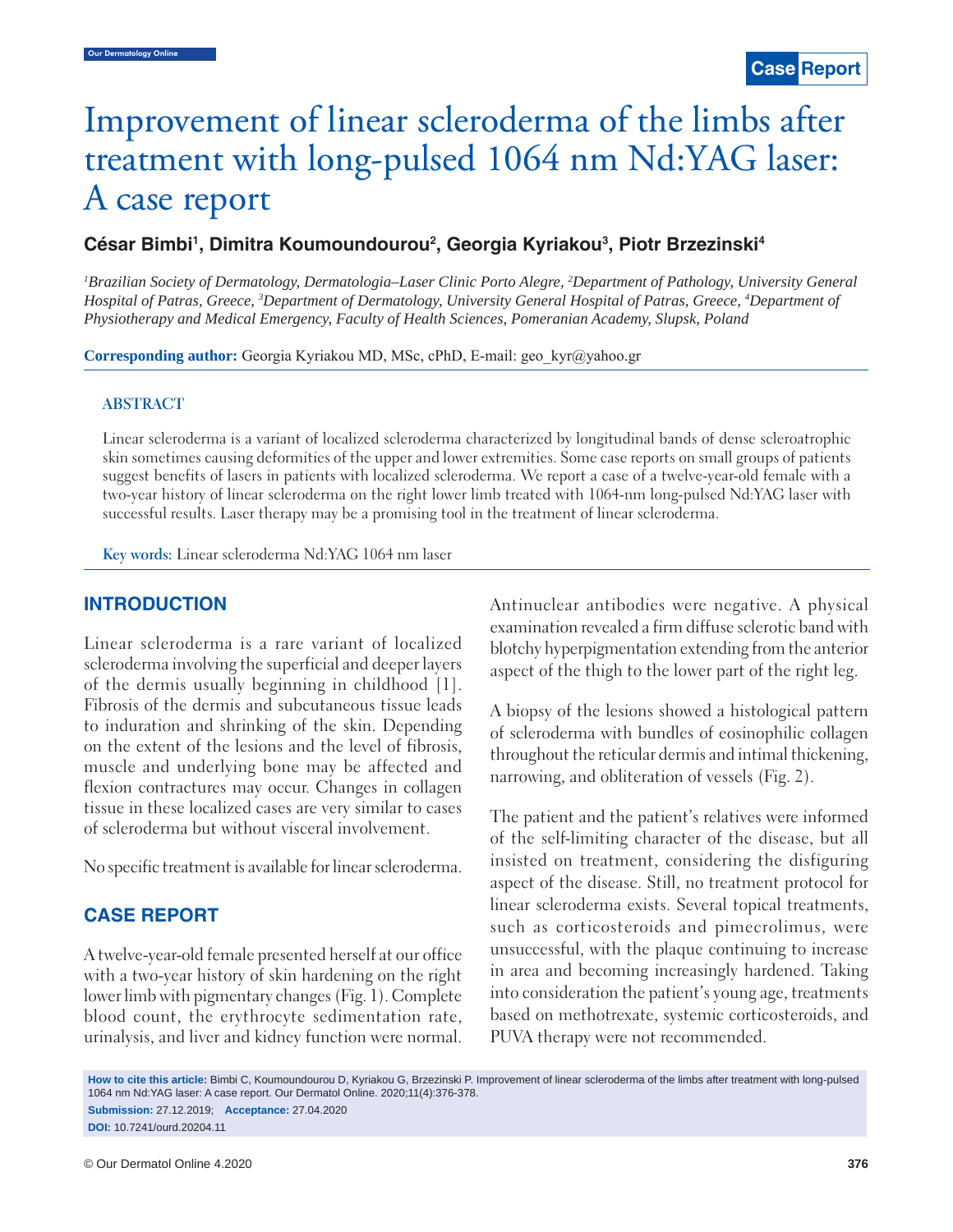Case Report

# Improvement of linear scleroderma of the limbs after treatment with long-pulsed 1064 nm Nd:YAG laser: A case report

**César Bimbi[1], Dimitra Koumoundourou[2], Georgia Kyriakou[3], Piotr Brzezinski[4]**

*[1]Brazilian Society of Dermatology, Dermatologia–Laser Clinic Porto Alegre, [2]Department of Pathology, University General Hospital of Patras, Greece, [3]Department of Dermatology, University General Hospital of Patras, Greece, [4]Department of Physiotherapy and Medical Emergency, Faculty of Health Sciences, Pomeranian Academy, Slupsk, Poland*

**Corresponding author:** Georgia Kyriakou MD, MSc, cPhD, E-mail: geo_kyr@yahoo.gr

## ABSTRACT

Linear scleroderma is a variant of localized scleroderma characterized by longitudinal bands of dense scleroatrophic skin sometimes causing deformities of the upper and lower extremities. Some case reports on small groups of patients suggest benefits of lasers in patients with localized scleroderma. We report a case of a twelve-year-old female with a two-year history of linear scleroderma on the right lower limb treated with 1064-nm long-pulsed Nd:YAG laser with successful results. Laser therapy may be a promising tool in the treatment of linear scleroderma.

**Key words:** Linear scleroderma Nd:YAG 1064 nm laser

## INTRODUCTION

Linear scleroderma is a rare variant of localized scleroderma involving the superficial and deeper layers of the dermis usually beginning in childhood [1]. Fibrosis of the dermis and subcutaneous tissue leads to induration and shrinking of the skin. Depending on the extent of the lesions and the level of fibrosis, muscle and underlying bone may be affected and flexion contractures may occur. Changes in collagen tissue in these localized cases are very similar to cases of scleroderma but without visceral involvement.

No specific treatment is available for linear scleroderma.

## CASE REPORT

A twelve-year-old female presented herself at our office with a two-year history of skin hardening on the right lower limb with pigmentary changes (Fig. 1). Complete blood count, the erythrocyte sedimentation rate, urinalysis, and liver and kidney function were normal. Antinuclear antibodies were negative. A physical examination revealed a firm diffuse sclerotic band with blotchy hyperpigmentation extending from the anterior aspect of the thigh to the lower part of the right leg.

A biopsy of the lesions showed a histological pattern of scleroderma with bundles of eosinophilic collagen throughout the reticular dermis and intimal thickening, narrowing, and obliteration of vessels (Fig. 2).

The patient and the patient's relatives were informed of the self-limiting character of the disease, but all insisted on treatment, considering the disfiguring aspect of the disease. Still, no treatment protocol for linear scleroderma exists. Several topical treatments, such as corticosteroids and pimecrolimus, were unsuccessful, with the plaque continuing to increase in area and becoming increasingly hardened. Taking into consideration the patient's young age, treatments based on methotrexate, systemic corticosteroids, and PUVA therapy were not recommended.

**How to cite this article:** Bimbi C, Koumoundourou D, Kyriakou G, Brzezinski P. Improvement of linear scleroderma of the limbs after treatment with long-pulsed 1064 nm Nd:YAG laser: A case report. Our Dermatol Online. 2020;11(4):376-378.

**Submission:** 27.12.2019; **Acceptance:** 27.04.2020

**DOI:** 10.7241/ourd.20204.11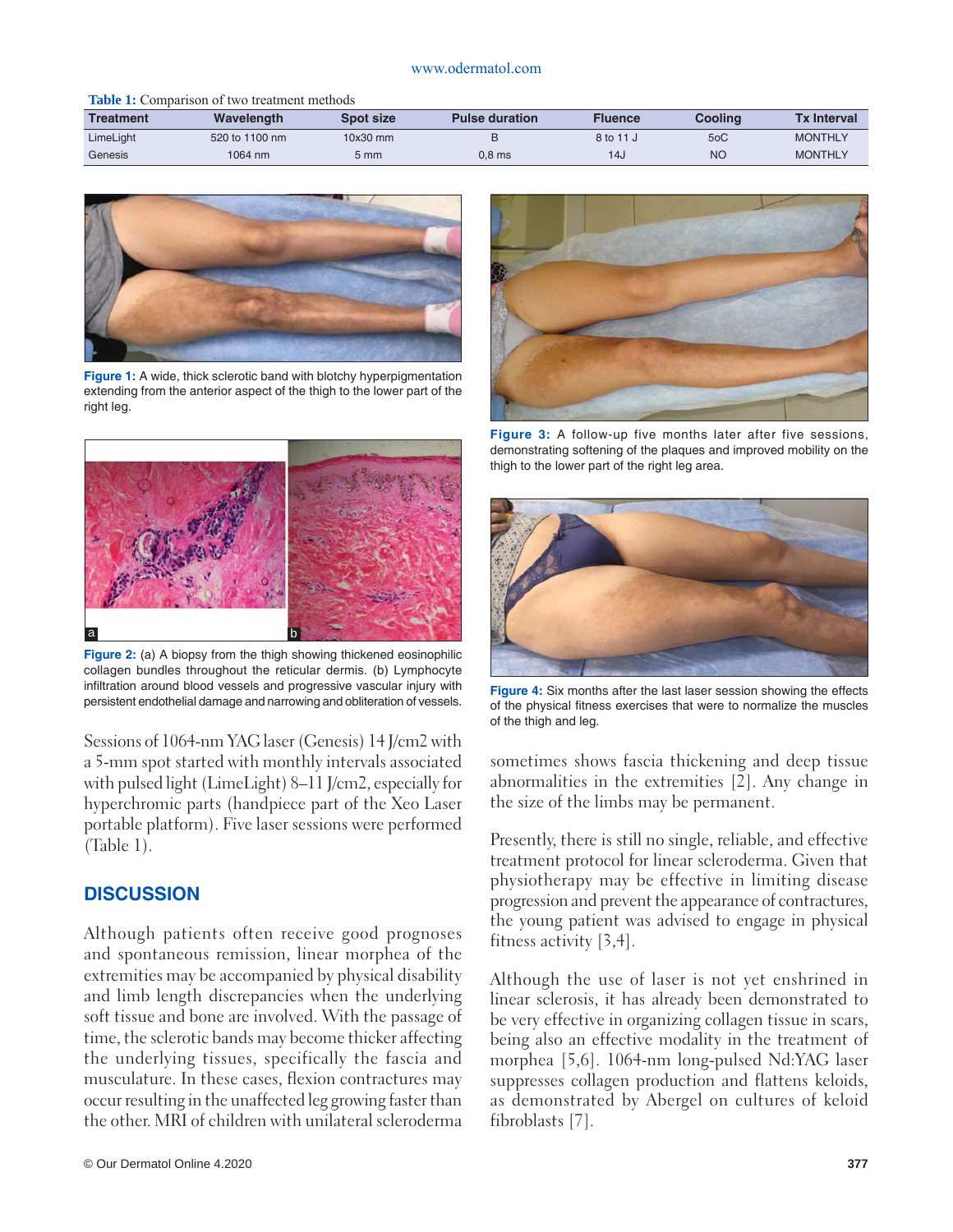**Table 1:** Comparison of two treatment methods

| Treatment | Wavelength | Spot size | Pulse duration | Fluence | Cooling | Tx Interval |
|---|---|---|---|---|---|---|
| LimeLight | 520 to 1100 nm | 10x30 mm | B | 8 to 11 J | 5oC | MONTHLY |
| Genesis | 1064 nm | 5 mm | 0,8 ms | 14J | NO | MONTHLY |

**Figure 1:** A wide, thick sclerotic band with blotchy hyperpigmentation extending from the anterior aspect of the thigh to the lower part of the right leg.

**Figure 2:** (a) A biopsy from the thigh showing thickened eosinophilic collagen bundles throughout the reticular dermis. (b) Lymphocyte infiltration around blood vessels and progressive vascular injury with persistent endothelial damage and narrowing and obliteration of vessels.

**Figure 3:** A follow-up five months later after five sessions, demonstrating softening of the plaques and improved mobility on the thigh to the lower part of the right leg area.

**Figure 4:** Six months after the last laser session showing the effects of the physical fitness exercises that were to normalize the muscles of the thigh and leg.

Sessions of 1064-nm YAG laser (Genesis) 14 J/cm2 with a 5-mm spot started with monthly intervals associated with pulsed light (LimeLight) 8–11 J/cm2, especially for hyperchromic parts (handpiece part of the Xeo Laser portable platform). Five laser sessions were performed (Table 1).

## DISCUSSION

Although patients often receive good prognoses and spontaneous remission, linear morphea of the extremities may be accompanied by physical disability and limb length discrepancies when the underlying soft tissue and bone are involved. With the passage of time, the sclerotic bands may become thicker affecting the underlying tissues, specifically the fascia and musculature. In these cases, flexion contractures may occur resulting in the unaffected leg growing faster than the other. MRI of children with unilateral scleroderma sometimes shows fascia thickening and deep tissue abnormalities in the extremities [2]. Any change in the size of the limbs may be permanent.

Presently, there is still no single, reliable, and effective treatment protocol for linear scleroderma. Given that physiotherapy may be effective in limiting disease progression and prevent the appearance of contractures, the young patient was advised to engage in physical fitness activity [3,4].

Although the use of laser is not yet enshrined in linear sclerosis, it has already been demonstrated to be very effective in organizing collagen tissue in scars, being also an effective modality in the treatment of morphea [5,6]. 1064-nm long-pulsed Nd:YAG laser suppresses collagen production and flattens keloids, as demonstrated by Abergel on cultures of keloid fibroblasts [7].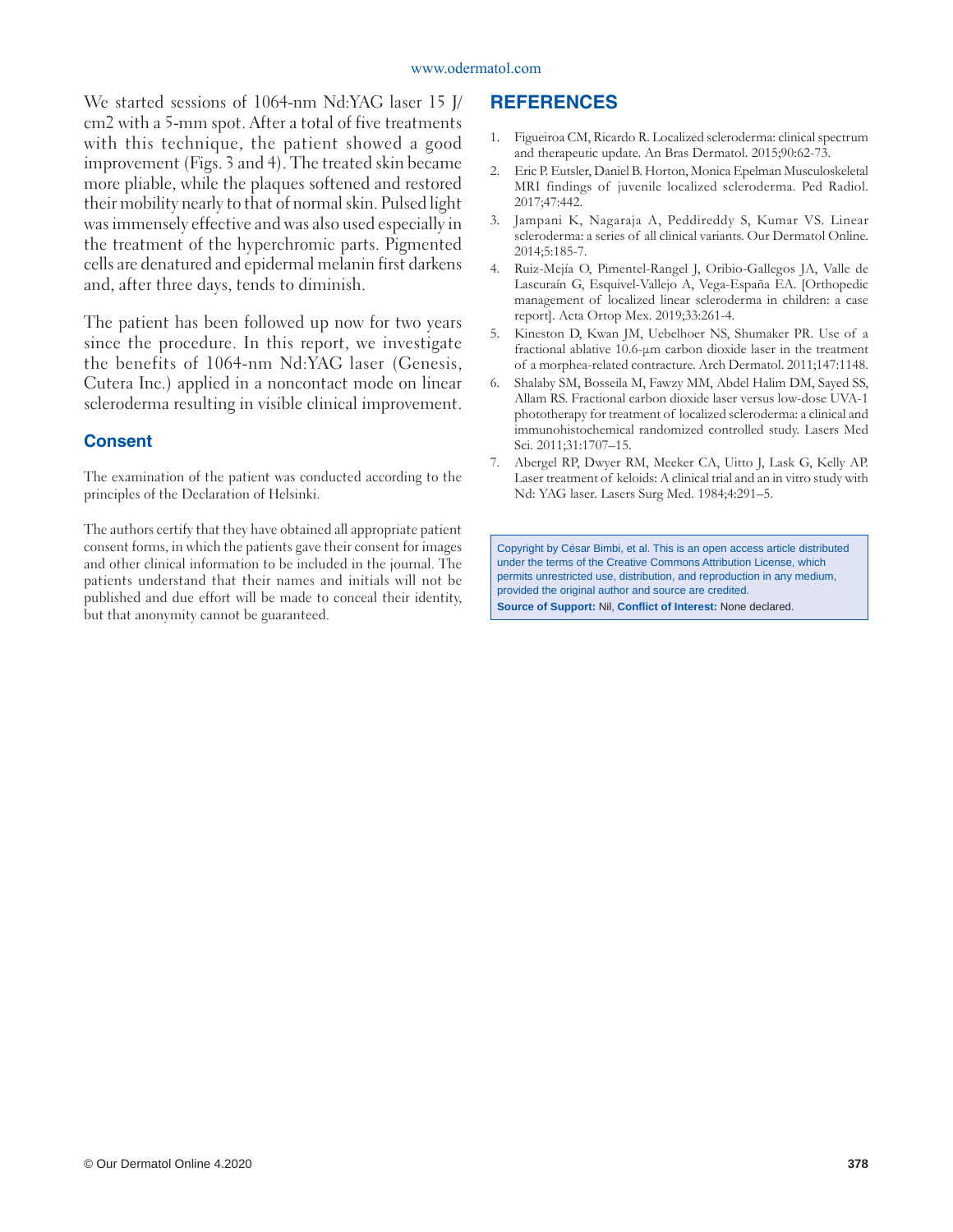We started sessions of 1064-nm Nd:YAG laser 15 J/cm2 with a 5-mm spot. After a total of five treatments with this technique, the patient showed a good improvement (Figs. 3 and 4). The treated skin became more pliable, while the plaques softened and restored their mobility nearly to that of normal skin. Pulsed light was immensely effective and was also used especially in the treatment of the hyperchromic parts. Pigmented cells are denatured and epidermal melanin first darkens and, after three days, tends to diminish.

The patient has been followed up now for two years since the procedure. In this report, we investigate the benefits of 1064-nm Nd:YAG laser (Genesis, Cutera Inc.) applied in a noncontact mode on linear scleroderma resulting in visible clinical improvement.

## Consent

The examination of the patient was conducted according to the principles of the Declaration of Helsinki.

The authors certify that they have obtained all appropriate patient consent forms, in which the patients gave their consent for images and other clinical information to be included in the journal. The patients understand that their names and initials will not be published and due effort will be made to conceal their identity, but that anonymity cannot be guaranteed.

## REFERENCES

1. Figueiroa CM, Ricardo R. Localized scleroderma: clinical spectrum and therapeutic update. An Bras Dermatol. 2015;90:62-73.
2. Eric P. Eutsler, Daniel B. Horton, Monica Epelman Musculoskeletal MRI findings of juvenile localized scleroderma. Ped Radiol. 2017;47:442.
3. Jampani K, Nagaraja A, Peddireddy S, Kumar VS. Linear scleroderma: a series of all clinical variants. Our Dermatol Online. 2014;5:185-7.
4. Ruiz-Mejía O, Pimentel-Rangel J, Oribio-Gallegos JA, Valle de Lascuraín G, Esquivel-Vallejo A, Vega-España EA. [Orthopedic management of localized linear scleroderma in children: a case report]. Acta Ortop Mex. 2019;33:261-4.
5. Kineston D, Kwan JM, Uebelhoer NS, Shumaker PR. Use of a fractional ablative 10.6-μm carbon dioxide laser in the treatment of a morphea-related contracture. Arch Dermatol. 2011;147:1148.
6. Shalaby SM, Bosseila M, Fawzy MM, Abdel Halim DM, Sayed SS, Allam RS. Fractional carbon dioxide laser versus low-dose UVA-1 phototherapy for treatment of localized scleroderma: a clinical and immunohistochemical randomized controlled study. Lasers Med Sci. 2011;31:1707–15.
7. Abergel RP, Dwyer RM, Meeker CA, Uitto J, Lask G, Kelly AP. Laser treatment of keloids: A clinical trial and an in vitro study with Nd: YAG laser. Lasers Surg Med. 1984;4:291–5.

Copyright by César Bimbi, et al. This is an open access article distributed under the terms of the Creative Commons Attribution License, which permits unrestricted use, distribution, and reproduction in any medium, provided the original author and source are credited.

**Source of Support:** Nil, **Conflict of Interest:** None declared.